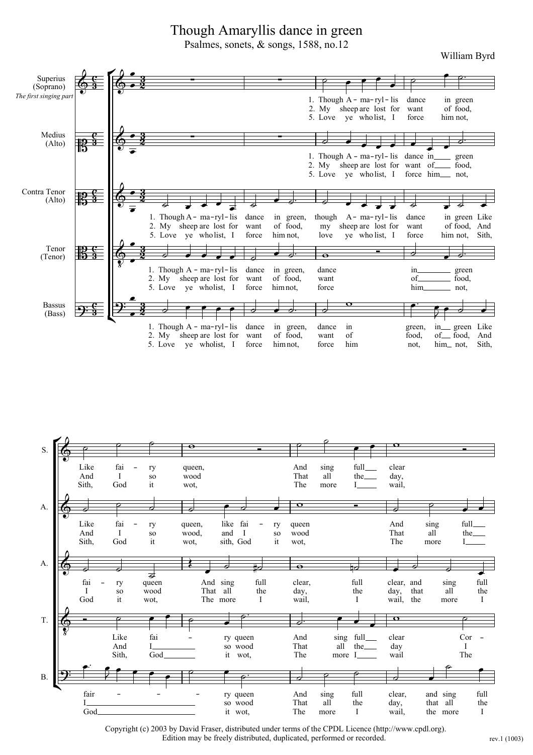# Though Amaryllis dance in green

Psalmes, sonets, & songs, 1588, no.12

William Byrd

Copyright (c) 2003 by David Fraser, distributed under terms of the CPDL Licence (http://www.cpdl.org). Edition may be freely distributed, duplicated, performed or recorded.

rev.1 (1003)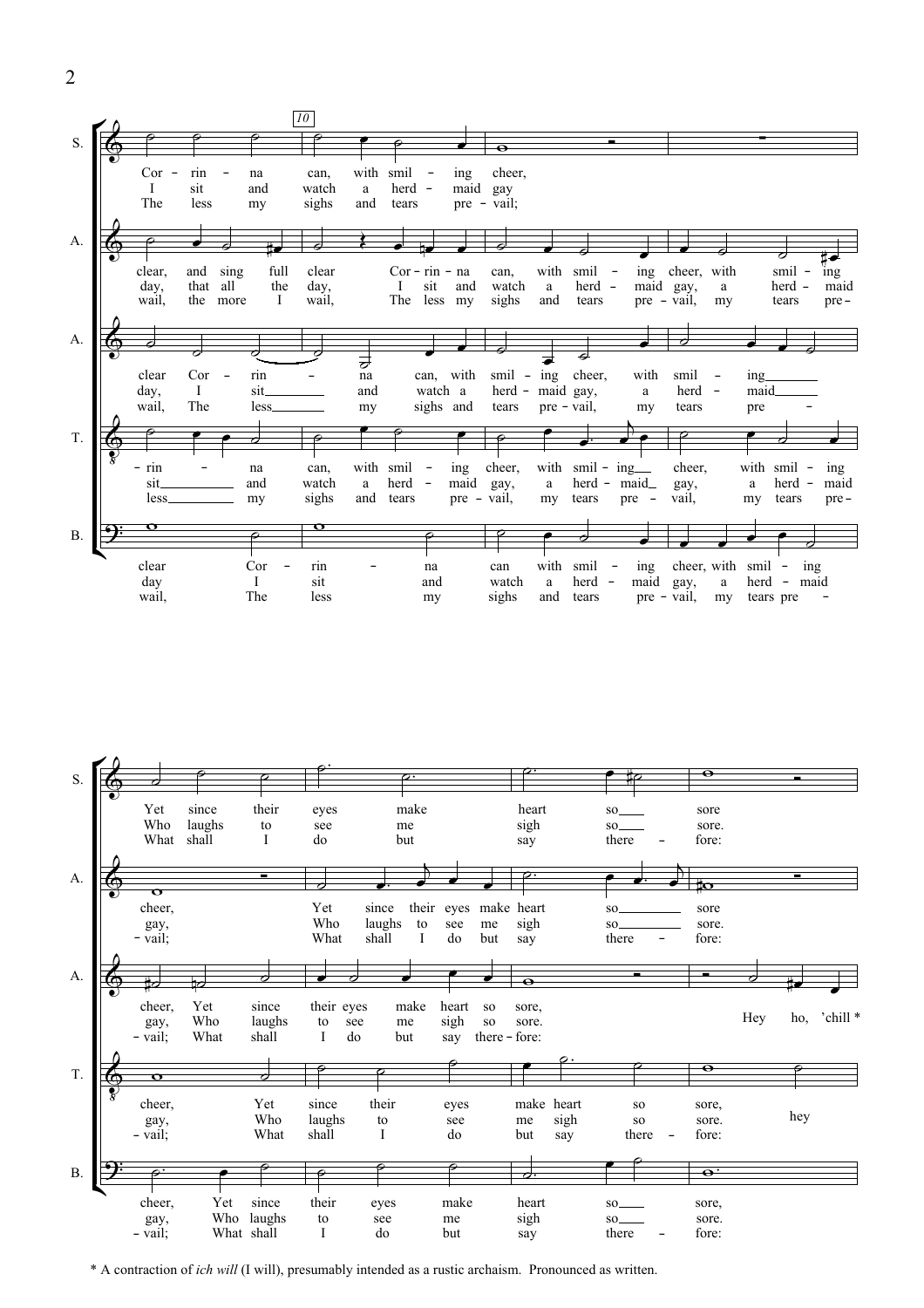\* A contraction of *ich will* (I will), presumably intended as a rustic archaism. Pronounced as written.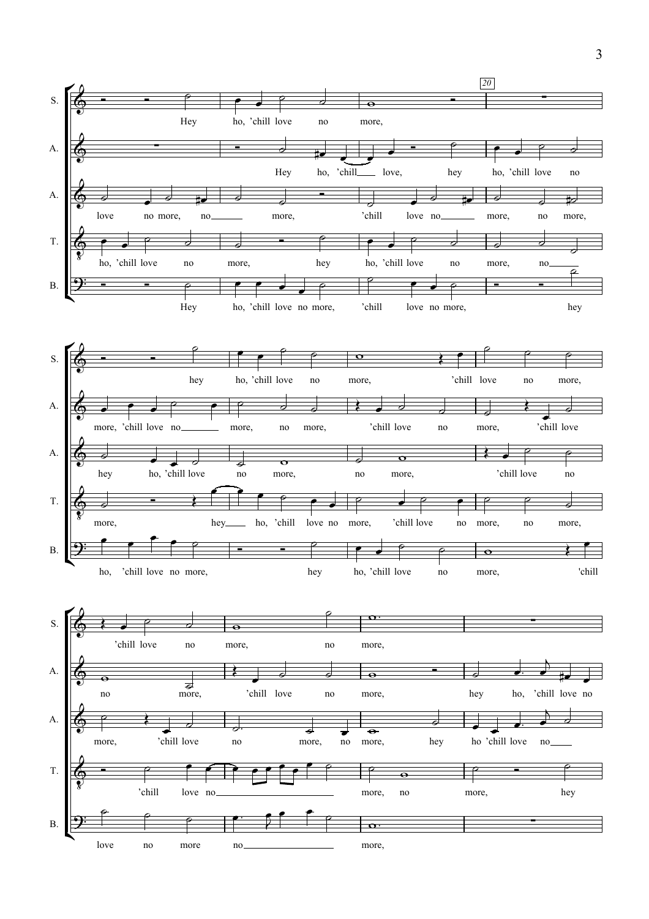20

S. Hey ho, 'chill love no more,

A. Hey ho, 'chill love, hey ho, 'chill love no

A. love no more, no more, 'chill love no more, no more,

T. ho, 'chill love no more, hey ho, 'chill love no more, no

B. Hey ho, 'chill love no more, 'chill love no more, hey

S. hey ho, 'chill love no more, 'chill love no more,

A. more, 'chill love no more, no more, 'chill love no more, 'chill love

A. hey ho, 'chill love no more, no more, 'chill love no

T. more, hey ho, 'chill love no more, 'chill love no more, no more,

B. ho, 'chill love no more, hey ho, 'chill love no more, 'chill

S. 'chill love no more, no more,

A. no more, 'chill love no more, hey ho, 'chill love no

A. more, 'chill love no more, no more, hey ho 'chill love no

T. 'chill love no more, no more, hey

B. love no more no more,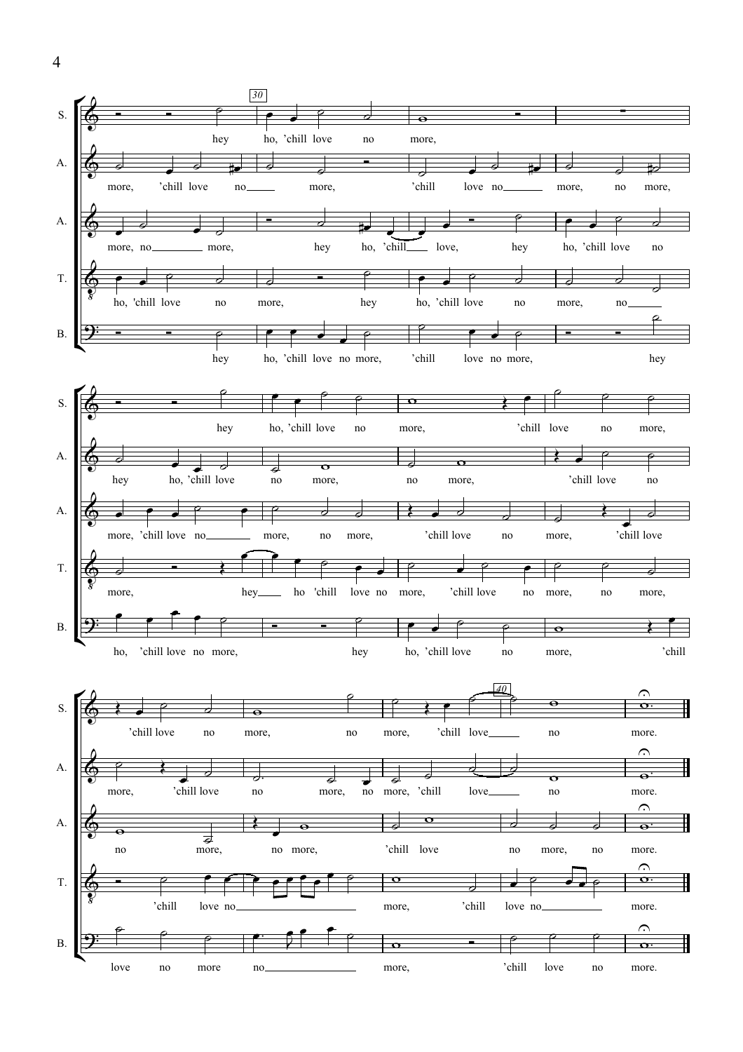30

S.: hey ho, 'chill love no more,

A.: more, 'chill love no more, 'chill love no more, no more,

A.: more, no more, hey ho, 'chill love, hey ho, 'chill love no

T.: ho, 'chill love no more, hey ho, 'chill love no more, no

B.: hey ho, 'chill love no more, 'chill love no more, hey

S.: hey ho, 'chill love no more, 'chill love no more,

A.: hey ho, 'chill love no more, no more, 'chill love no

A.: more, 'chill love no more, no more, 'chill love no more, 'chill love

T.: more, hey ho 'chill love no more, 'chill love no more, no more,

B.: ho, 'chill love no more, hey ho, 'chill love no more, 'chill

40

S.: 'chill love no more, no more, 'chill love no more.

A.: more, 'chill love no more, no more, 'chill love no more.

A.: no more, no more, 'chill love no more, no more.

T.: 'chill love no more, 'chill love no more.

B.: love no more no more, 'chill love no more.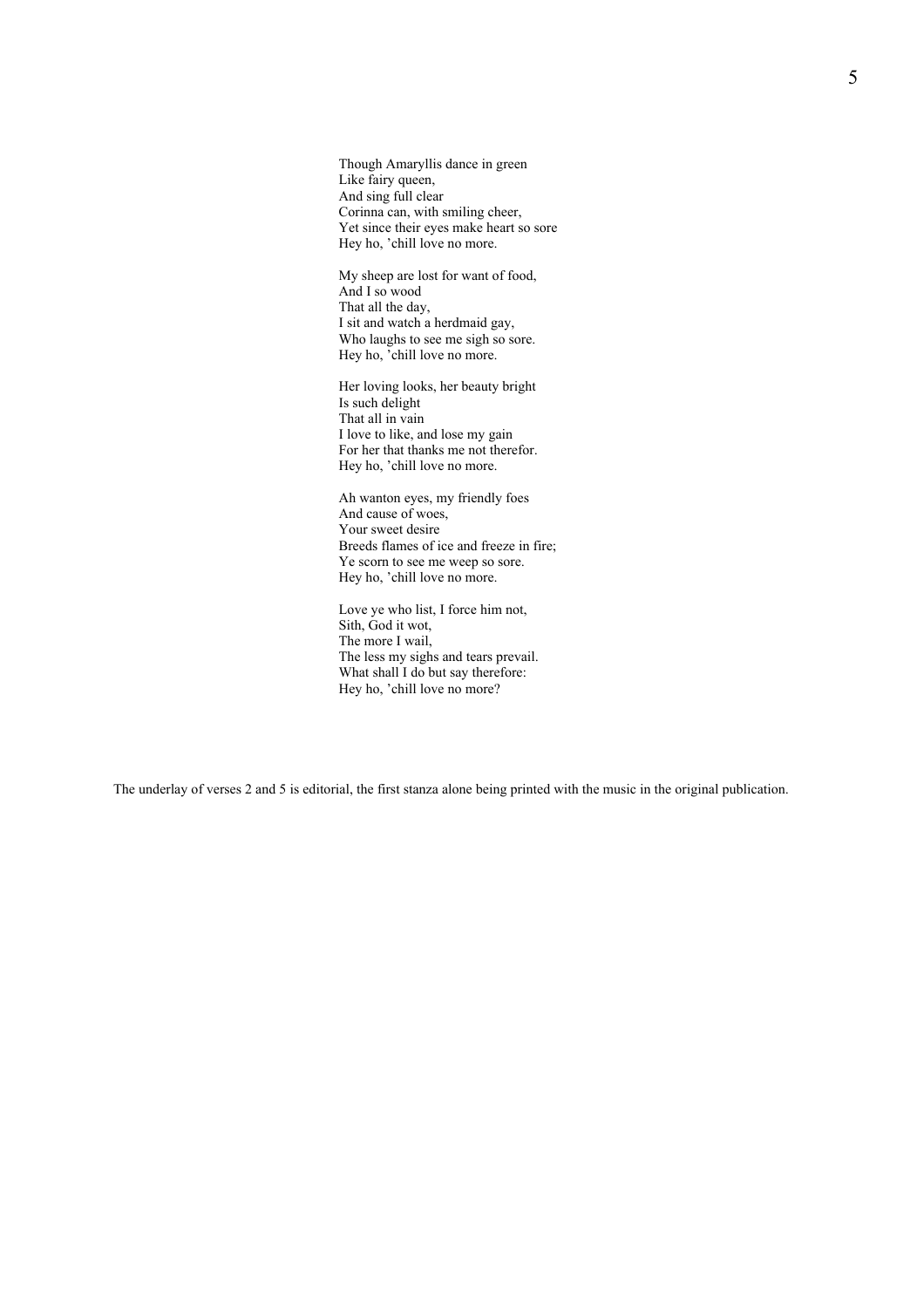Though Amaryllis dance in green  
Like fairy queen,  
And sing full clear  
Corinna can, with smiling cheer,  
Yet since their eyes make heart so sore  
Hey ho, 'chill love no more.

My sheep are lost for want of food,  
And I so wood  
That all the day,  
I sit and watch a herdmaid gay,  
Who laughs to see me sigh so sore.  
Hey ho, 'chill love no more.

Her loving looks, her beauty bright  
Is such delight  
That all in vain  
I love to like, and lose my gain  
For her that thanks me not therefor.  
Hey ho, 'chill love no more.

Ah wanton eyes, my friendly foes  
And cause of woes,  
Your sweet desire  
Breeds flames of ice and freeze in fire;  
Ye scorn to see me weep so sore.  
Hey ho, 'chill love no more.

Love ye who list, I force him not,  
Sith, God it wot,  
The more I wail,  
The less my sighs and tears prevail.  
What shall I do but say therefore:  
Hey ho, 'chill love no more?

The underlay of verses 2 and 5 is editorial, the first stanza alone being printed with the music in the original publication.